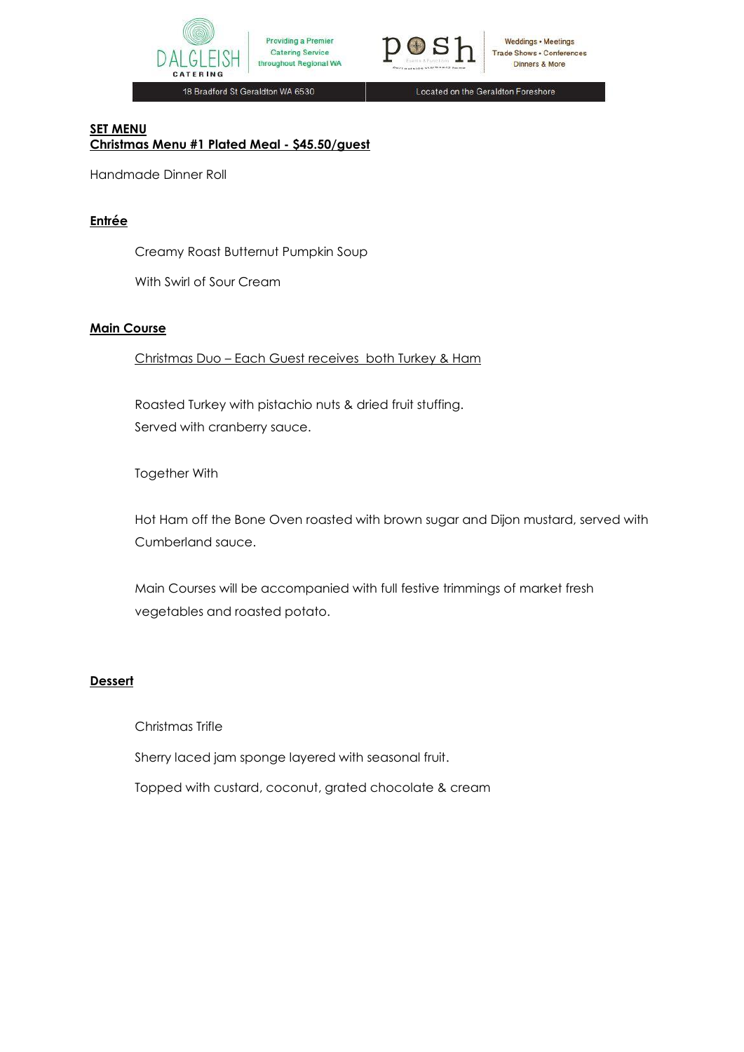Dalgleish Catering — Providing a Premier Catering Service throughout Regional WA

posh — Weddings • Meetings, Trade Shows • Conferences, Dinners & More

18 Bradford St Geraldton WA 6530 | Located on the Geraldton Foreshore

**SET MENU**
**Christmas Menu #1 Plated Meal - $45.50/guest**

Handmade Dinner Roll

## Entrée

Creamy Roast Butternut Pumpkin Soup

With Swirl of Sour Cream

## Main Course

Christmas Duo – Each Guest receives both Turkey & Ham

Roasted Turkey with pistachio nuts & dried fruit stuffing.
Served with cranberry sauce.

Together With

Hot Ham off the Bone Oven roasted with brown sugar and Dijon mustard, served with Cumberland sauce.

Main Courses will be accompanied with full festive trimmings of market fresh vegetables and roasted potato.

## Dessert

Christmas Trifle

Sherry laced jam sponge layered with seasonal fruit.

Topped with custard, coconut, grated chocolate & cream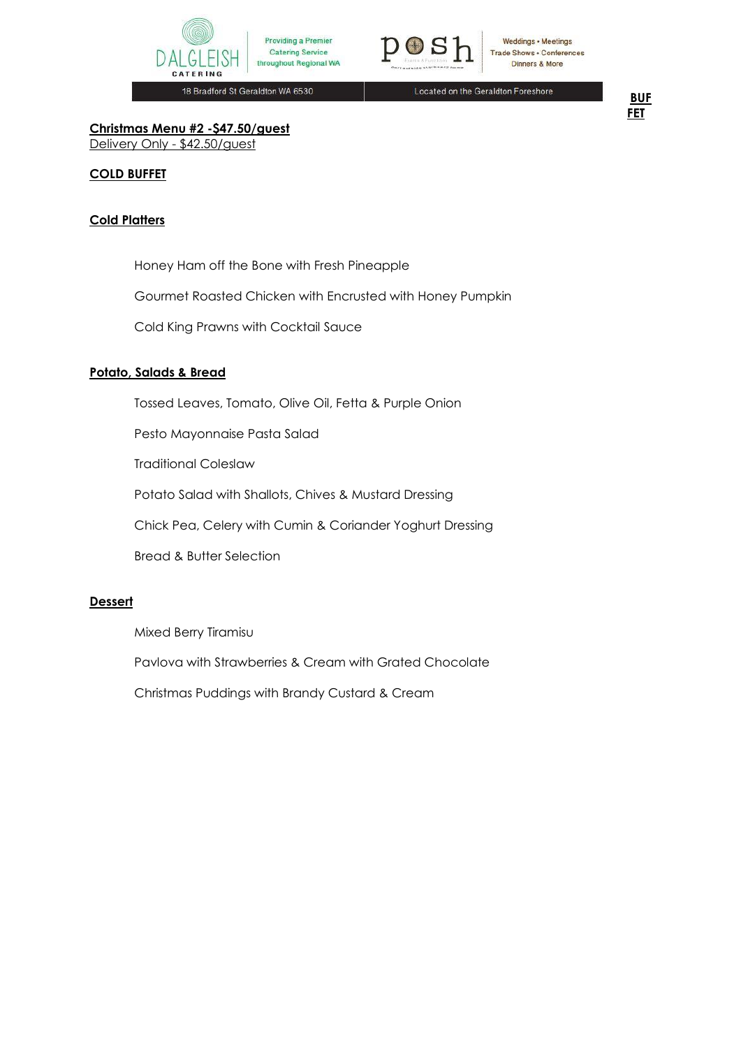**BUFFET**

**Christmas Menu #2 -$47.50/guest**

Delivery Only - $42.50/guest

**COLD BUFFET**

**Cold Platters**

Honey Ham off the Bone with Fresh Pineapple

Gourmet Roasted Chicken with Encrusted with Honey Pumpkin

Cold King Prawns with Cocktail Sauce

**Potato, Salads & Bread**

Tossed Leaves, Tomato, Olive Oil, Fetta & Purple Onion

Pesto Mayonnaise Pasta Salad

Traditional Coleslaw

Potato Salad with Shallots, Chives & Mustard Dressing

Chick Pea, Celery with Cumin & Coriander Yoghurt Dressing

Bread & Butter Selection

**Dessert**

Mixed Berry Tiramisu

Pavlova with Strawberries & Cream with Grated Chocolate

Christmas Puddings with Brandy Custard & Cream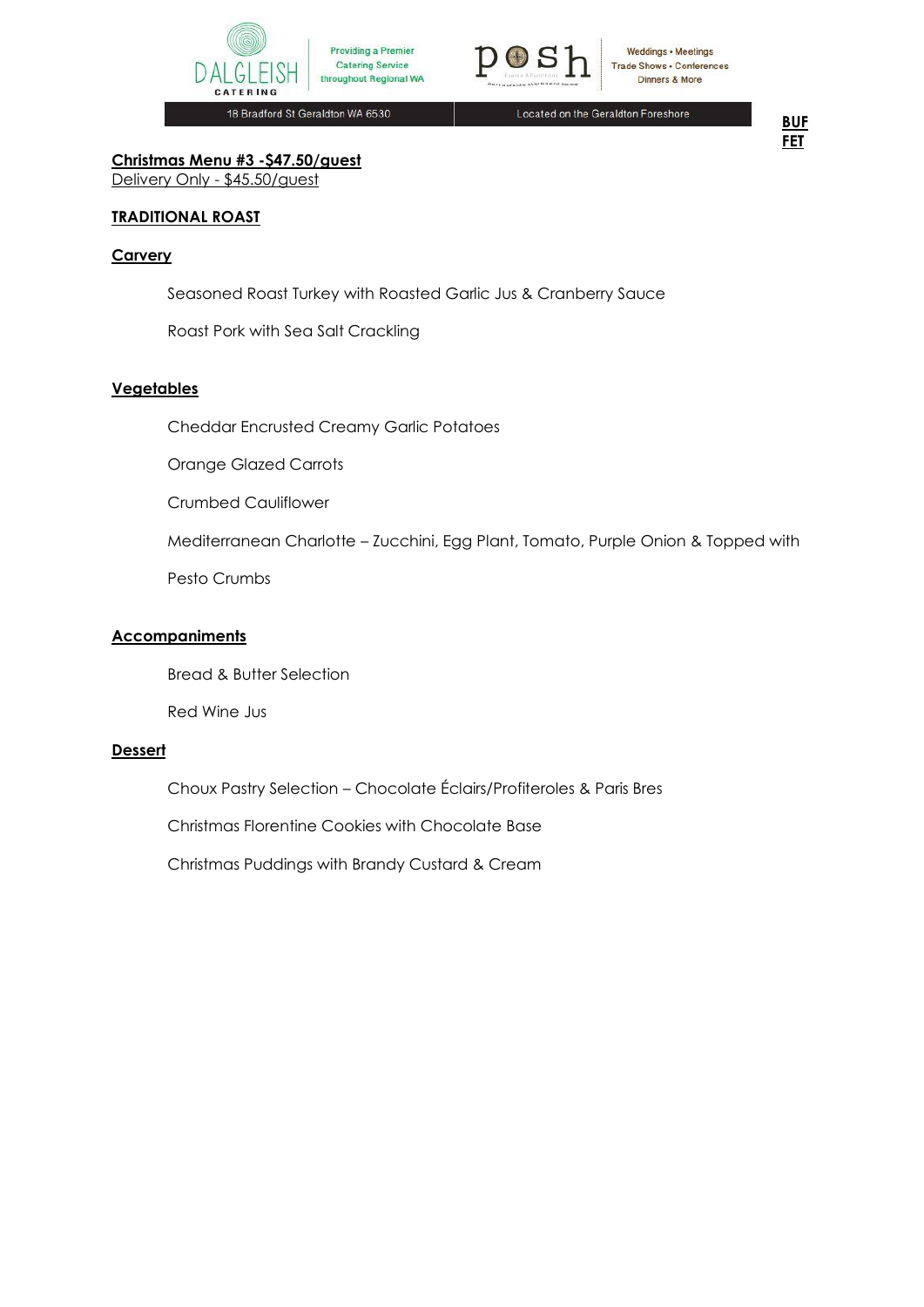**BUFFET**

**Christmas Menu #3 -$47.50/guest**
Delivery Only - $45.50/guest

**TRADITIONAL ROAST**

**Carvery**

Seasoned Roast Turkey with Roasted Garlic Jus & Cranberry Sauce

Roast Pork with Sea Salt Crackling

**Vegetables**

Cheddar Encrusted Creamy Garlic Potatoes

Orange Glazed Carrots

Crumbed Cauliflower

Mediterranean Charlotte – Zucchini, Egg Plant, Tomato, Purple Onion & Topped with Pesto Crumbs

**Accompaniments**

Bread & Butter Selection

Red Wine Jus

**Dessert**

Choux Pastry Selection – Chocolate Éclairs/Profiteroles & Paris Bres

Christmas Florentine Cookies with Chocolate Base

Christmas Puddings with Brandy Custard & Cream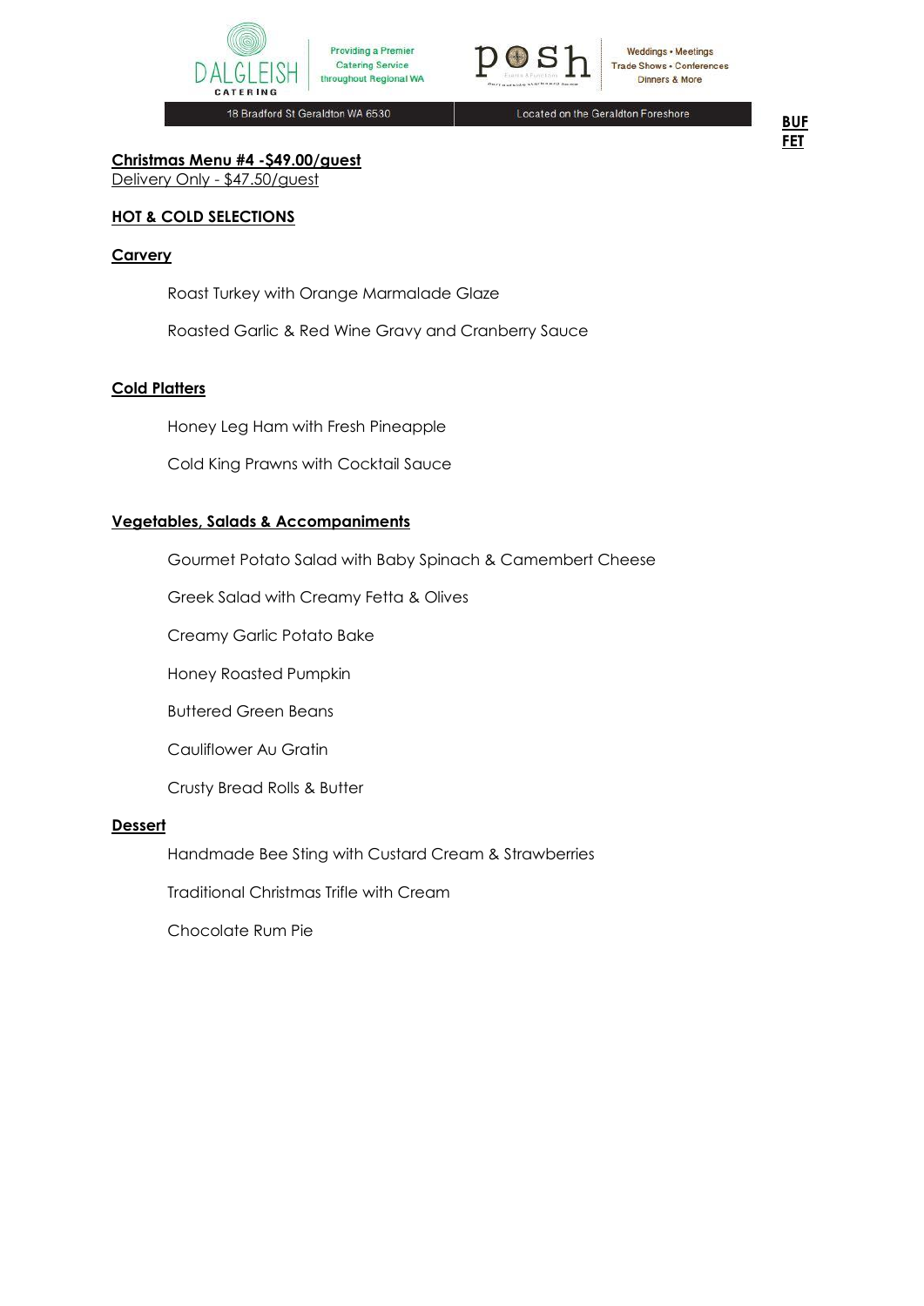**BUFFET**

**Christmas Menu #4 -$49.00/guest**

Delivery Only - $47.50/guest

## HOT & COLD SELECTIONS

### Carvery

Roast Turkey with Orange Marmalade Glaze

Roasted Garlic & Red Wine Gravy and Cranberry Sauce

### Cold Platters

Honey Leg Ham with Fresh Pineapple

Cold King Prawns with Cocktail Sauce

### Vegetables, Salads & Accompaniments

Gourmet Potato Salad with Baby Spinach & Camembert Cheese

Greek Salad with Creamy Fetta & Olives

Creamy Garlic Potato Bake

Honey Roasted Pumpkin

Buttered Green Beans

Cauliflower Au Gratin

Crusty Bread Rolls & Butter

### Dessert

Handmade Bee Sting with Custard Cream & Strawberries

Traditional Christmas Trifle with Cream

Chocolate Rum Pie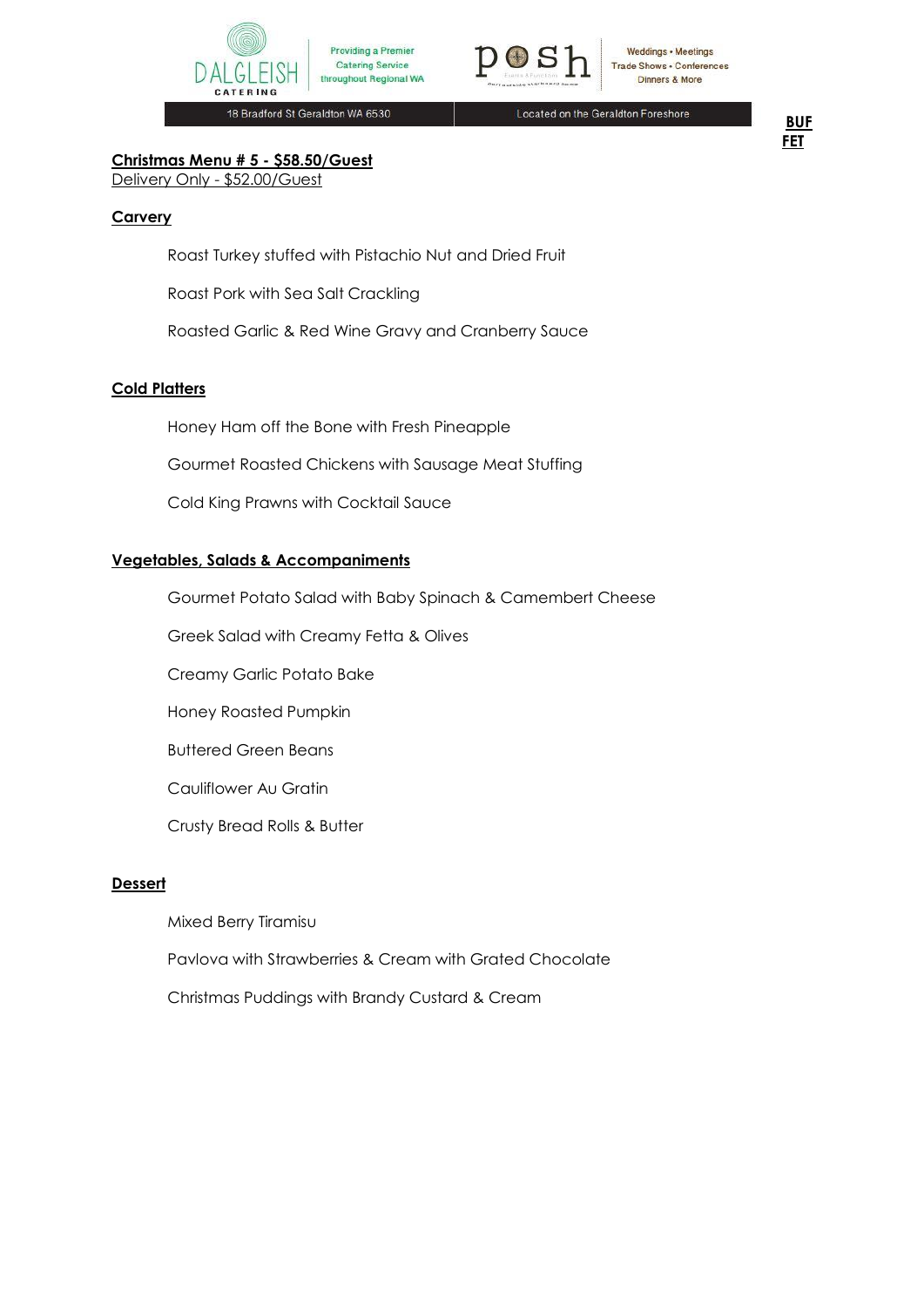**BUFFET**

## Christmas Menu # 5 - $58.50/Guest

Delivery Only - $52.00/Guest

### Carvery

Roast Turkey stuffed with Pistachio Nut and Dried Fruit

Roast Pork with Sea Salt Crackling

Roasted Garlic & Red Wine Gravy and Cranberry Sauce

### Cold Platters

Honey Ham off the Bone with Fresh Pineapple

Gourmet Roasted Chickens with Sausage Meat Stuffing

Cold King Prawns with Cocktail Sauce

### Vegetables, Salads & Accompaniments

Gourmet Potato Salad with Baby Spinach & Camembert Cheese

Greek Salad with Creamy Fetta & Olives

Creamy Garlic Potato Bake

Honey Roasted Pumpkin

Buttered Green Beans

Cauliflower Au Gratin

Crusty Bread Rolls & Butter

### Dessert

Mixed Berry Tiramisu

Pavlova with Strawberries & Cream with Grated Chocolate

Christmas Puddings with Brandy Custard & Cream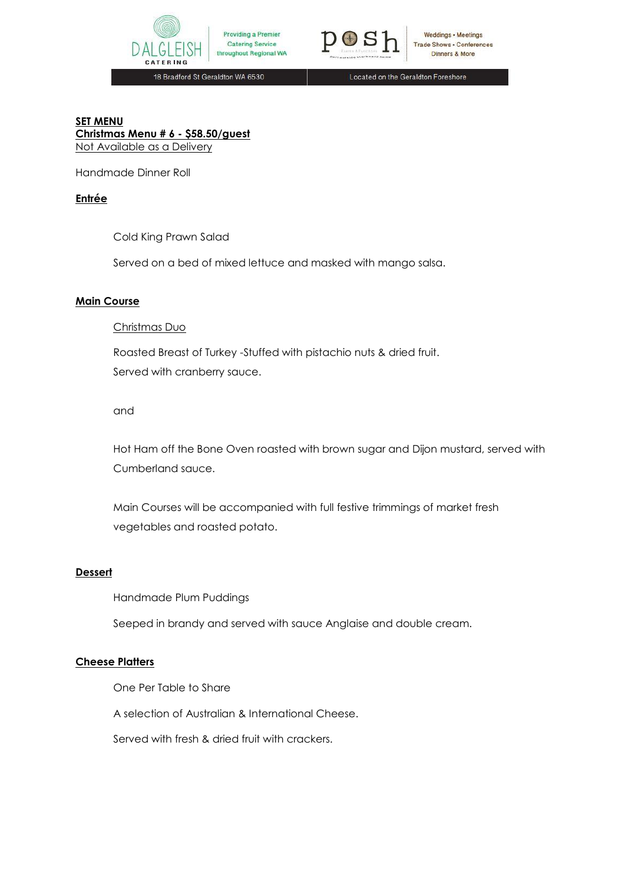**SET MENU**
**Christmas Menu # 6 - $58.50/guest**
Not Available as a Delivery

Handmade Dinner Roll

**Entrée**

Cold King Prawn Salad

Served on a bed of mixed lettuce and masked with mango salsa.

**Main Course**

Christmas Duo

Roasted Breast of Turkey -Stuffed with pistachio nuts & dried fruit.
Served with cranberry sauce.

and

Hot Ham off the Bone Oven roasted with brown sugar and Dijon mustard, served with Cumberland sauce.

Main Courses will be accompanied with full festive trimmings of market fresh vegetables and roasted potato.

**Dessert**

Handmade Plum Puddings

Seeped in brandy and served with sauce Anglaise and double cream.

**Cheese Platters**

One Per Table to Share

A selection of Australian & International Cheese.

Served with fresh & dried fruit with crackers.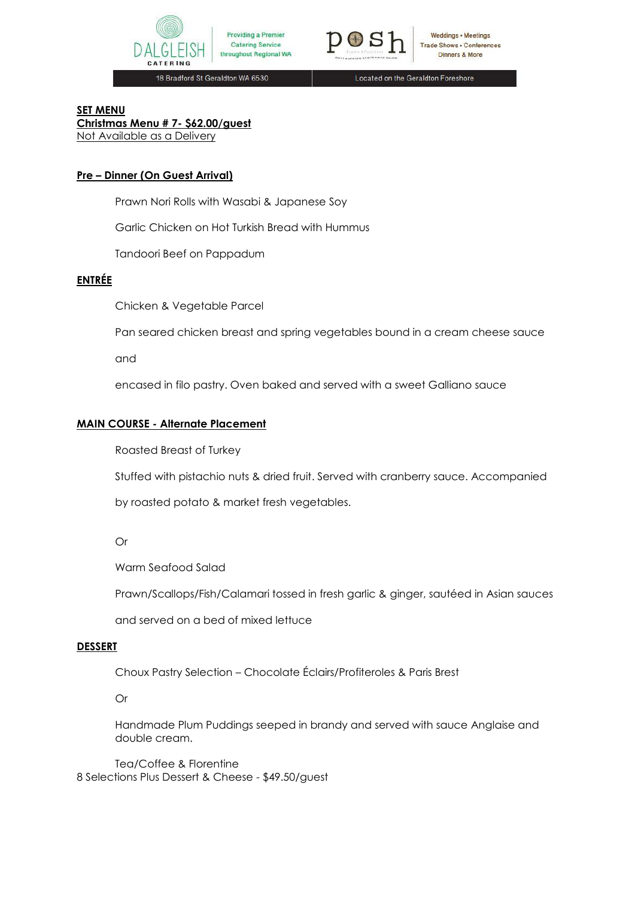**SET MENU**
**Christmas Menu # 7- $62.00/guest**
Not Available as a Delivery

**Pre – Dinner (On Guest Arrival)**

Prawn Nori Rolls with Wasabi & Japanese Soy

Garlic Chicken on Hot Turkish Bread with Hummus

Tandoori Beef on Pappadum

**ENTRÉE**

Chicken & Vegetable Parcel

Pan seared chicken breast and spring vegetables bound in a cream cheese sauce

and

encased in filo pastry. Oven baked and served with a sweet Galliano sauce

**MAIN COURSE - Alternate Placement**

Roasted Breast of Turkey

Stuffed with pistachio nuts & dried fruit. Served with cranberry sauce. Accompanied

by roasted potato & market fresh vegetables.

Or

Warm Seafood Salad

Prawn/Scallops/Fish/Calamari tossed in fresh garlic & ginger, sautéed in Asian sauces

and served on a bed of mixed lettuce

**DESSERT**

Choux Pastry Selection – Chocolate Éclairs/Profiteroles & Paris Brest

Or

Handmade Plum Puddings seeped in brandy and served with sauce Anglaise and double cream.

Tea/Coffee & Florentine
8 Selections Plus Dessert & Cheese - $49.50/guest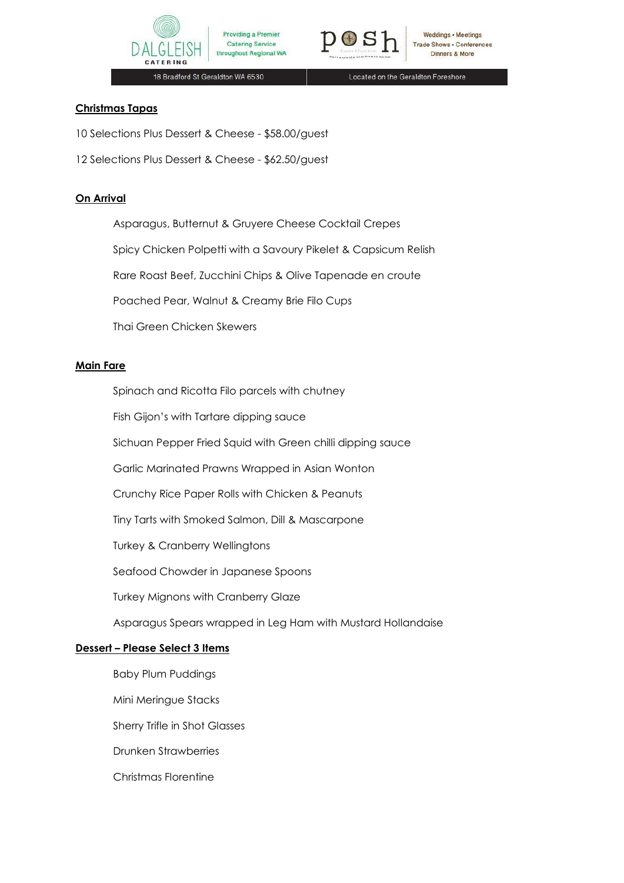## Christmas Tapas

10 Selections Plus Dessert & Cheese - $58.00/guest

12 Selections Plus Dessert & Cheese - $62.50/guest

### On Arrival

- Asparagus, Butternut & Gruyere Cheese Cocktail Crepes
- Spicy Chicken Polpetti with a Savoury Pikelet & Capsicum Relish
- Rare Roast Beef, Zucchini Chips & Olive Tapenade en croute
- Poached Pear, Walnut & Creamy Brie Filo Cups
- Thai Green Chicken Skewers

### Main Fare

- Spinach and Ricotta Filo parcels with chutney
- Fish Gijon's with Tartare dipping sauce
- Sichuan Pepper Fried Squid with Green chilli dipping sauce
- Garlic Marinated Prawns Wrapped in Asian Wonton
- Crunchy Rice Paper Rolls with Chicken & Peanuts
- Tiny Tarts with Smoked Salmon, Dill & Mascarpone
- Turkey & Cranberry Wellingtons
- Seafood Chowder in Japanese Spoons
- Turkey Mignons with Cranberry Glaze
- Asparagus Spears wrapped in Leg Ham with Mustard Hollandaise

### Dessert – Please Select 3 Items

- Baby Plum Puddings
- Mini Meringue Stacks
- Sherry Trifle in Shot Glasses
- Drunken Strawberries
- Christmas Florentine